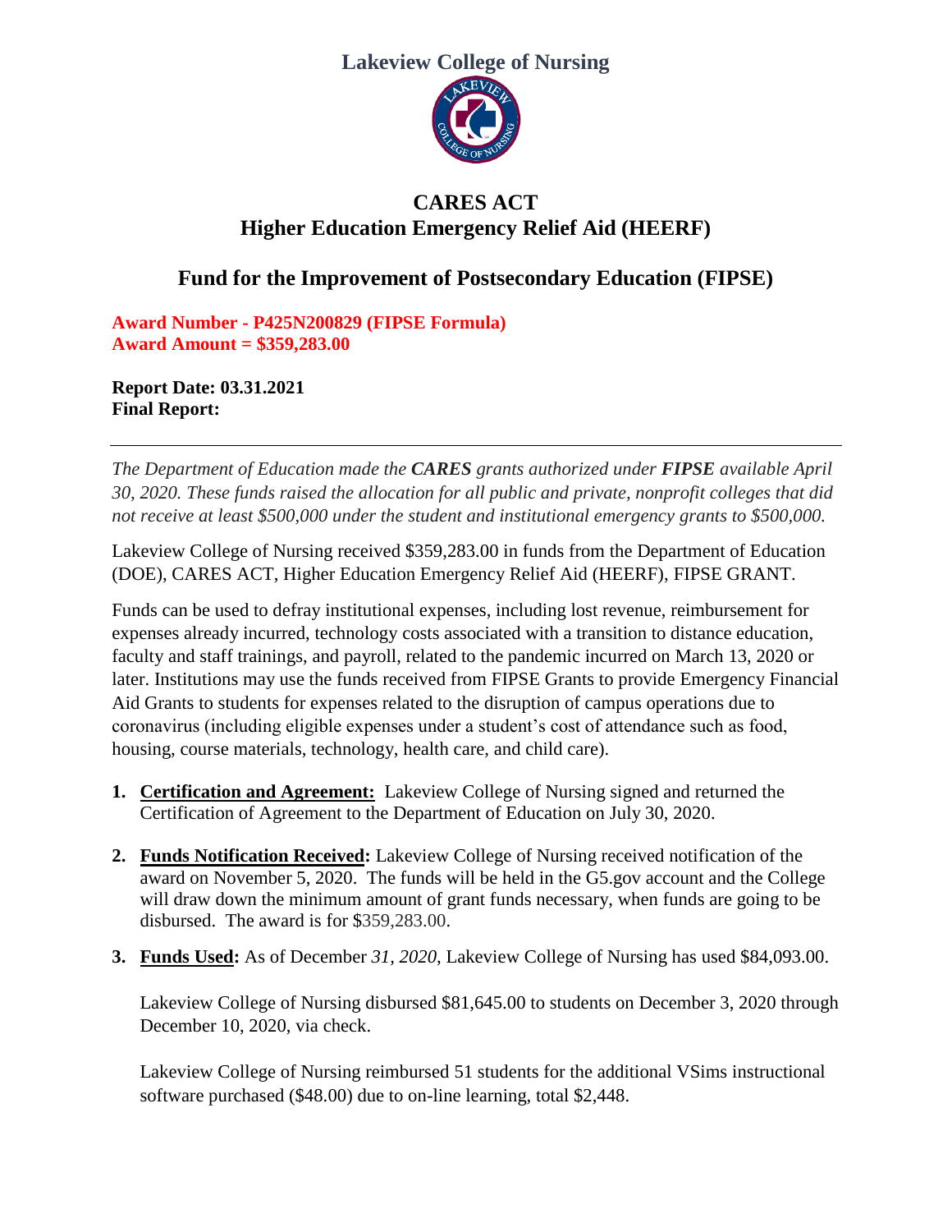# Lakeview College of Nursing

## CARES ACT
## Higher Education Emergency Relief Aid (HEERF)

## Fund for the Improvement of Postsecondary Education (FIPSE)

**Award Number - P425N200829 (FIPSE Formula)**
**Award Amount = $359,283.00**

**Report Date: 03.31.2021**
**Final Report:**

---

*The Department of Education made the **CARES** grants authorized under **FIPSE** available April 30, 2020. These funds raised the allocation for all public and private, nonprofit colleges that did not receive at least $500,000 under the student and institutional emergency grants to $500,000.*

Lakeview College of Nursing received $359,283.00 in funds from the Department of Education (DOE), CARES ACT, Higher Education Emergency Relief Aid (HEERF), FIPSE GRANT.

Funds can be used to defray institutional expenses, including lost revenue, reimbursement for expenses already incurred, technology costs associated with a transition to distance education, faculty and staff trainings, and payroll, related to the pandemic incurred on March 13, 2020 or later. Institutions may use the funds received from FIPSE Grants to provide Emergency Financial Aid Grants to students for expenses related to the disruption of campus operations due to coronavirus (including eligible expenses under a student's cost of attendance such as food, housing, course materials, technology, health care, and child care).

1. **Certification and Agreement:** Lakeview College of Nursing signed and returned the Certification of Agreement to the Department of Education on July 30, 2020.

2. **Funds Notification Received:** Lakeview College of Nursing received notification of the award on November 5, 2020. The funds will be held in the G5.gov account and the College will draw down the minimum amount of grant funds necessary, when funds are going to be disbursed. The award is for $359,283.00.

3. **Funds Used:** As of December *31, 2020*, Lakeview College of Nursing has used $84,093.00.

   Lakeview College of Nursing disbursed $81,645.00 to students on December 3, 2020 through December 10, 2020, via check.

   Lakeview College of Nursing reimbursed 51 students for the additional VSims instructional software purchased ($48.00) due to on-line learning, total $2,448.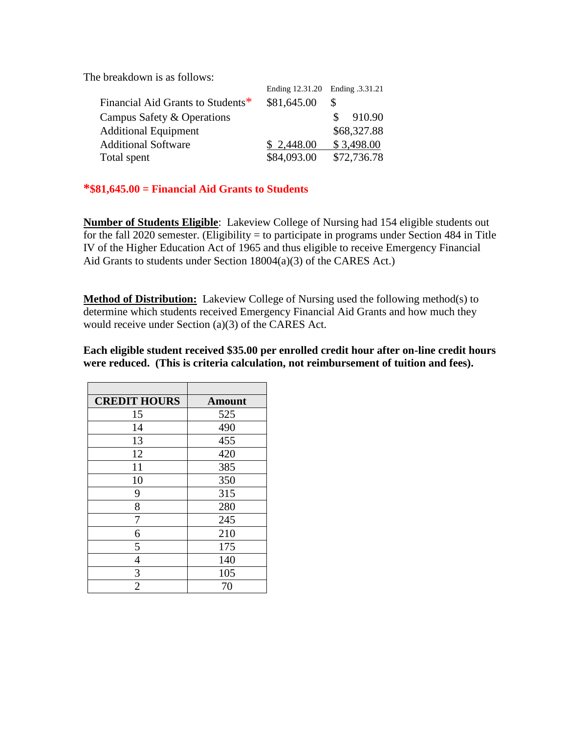The breakdown is as follows:

| | Ending 12.31.20 | Ending .3.31.21 |
|---|---|---|
| Financial Aid Grants to Students* | $81,645.00 | $ |
| Campus Safety & Operations | | $ 910.90 |
| Additional Equipment | | $68,327.88 |
| Additional Software | $ 2,448.00 | $ 3,498.00 |
| Total spent | $84,093.00 | $72,736.78 |

***$81,645.00 = Financial Aid Grants to Students**

**Number of Students Eligible**: Lakeview College of Nursing had 154 eligible students out for the fall 2020 semester. (Eligibility = to participate in programs under Section 484 in Title IV of the Higher Education Act of 1965 and thus eligible to receive Emergency Financial Aid Grants to students under Section 18004(a)(3) of the CARES Act.)

**Method of Distribution:** Lakeview College of Nursing used the following method(s) to determine which students received Emergency Financial Aid Grants and how much they would receive under Section (a)(3) of the CARES Act.

**Each eligible student received $35.00 per enrolled credit hour after on-line credit hours were reduced. (This is criteria calculation, not reimbursement of tuition and fees).**

| CREDIT HOURS | Amount |
|---|---|
| 15 | 525 |
| 14 | 490 |
| 13 | 455 |
| 12 | 420 |
| 11 | 385 |
| 10 | 350 |
| 9 | 315 |
| 8 | 280 |
| 7 | 245 |
| 6 | 210 |
| 5 | 175 |
| 4 | 140 |
| 3 | 105 |
| 2 | 70 |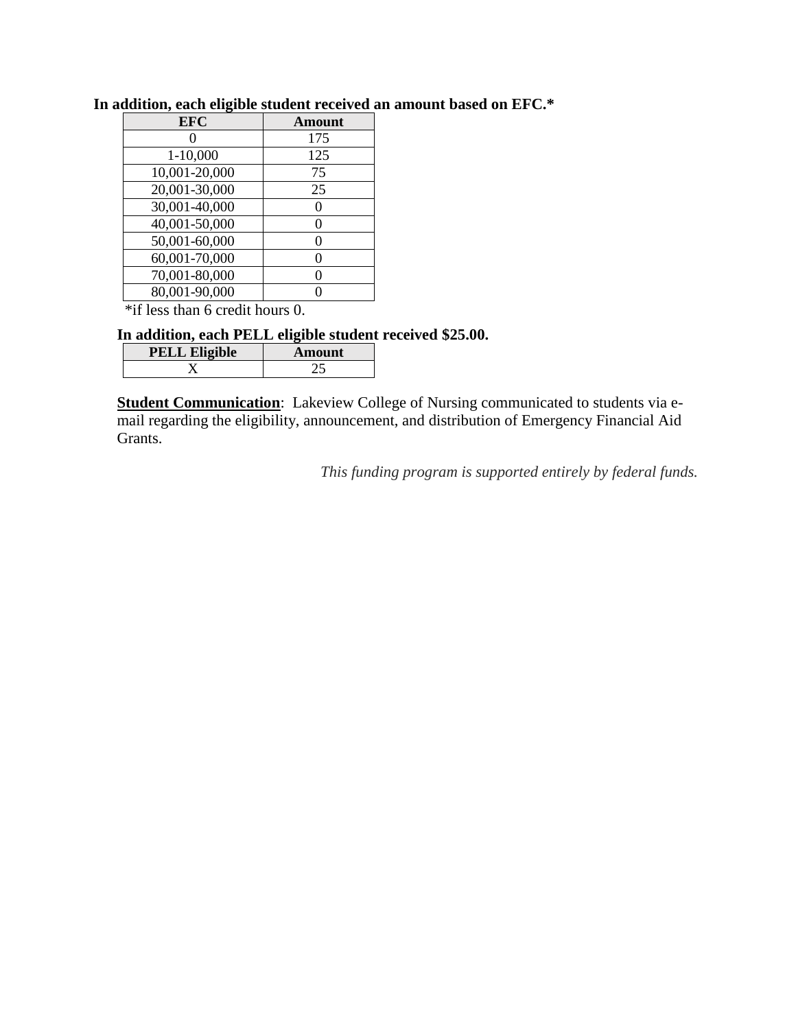**In addition, each eligible student received an amount based on EFC.***

| EFC | Amount |
|---|---|
| 0 | 175 |
| 1-10,000 | 125 |
| 10,001-20,000 | 75 |
| 20,001-30,000 | 25 |
| 30,001-40,000 | 0 |
| 40,001-50,000 | 0 |
| 50,001-60,000 | 0 |
| 60,001-70,000 | 0 |
| 70,001-80,000 | 0 |
| 80,001-90,000 | 0 |

*if less than 6 credit hours 0.

**In addition, each PELL eligible student received $25.00.**

| PELL Eligible | Amount |
|---|---|
| X | 25 |

**<u>Student Communication</u>**: Lakeview College of Nursing communicated to students via e-mail regarding the eligibility, announcement, and distribution of Emergency Financial Aid Grants.

*This funding program is supported entirely by federal funds.*